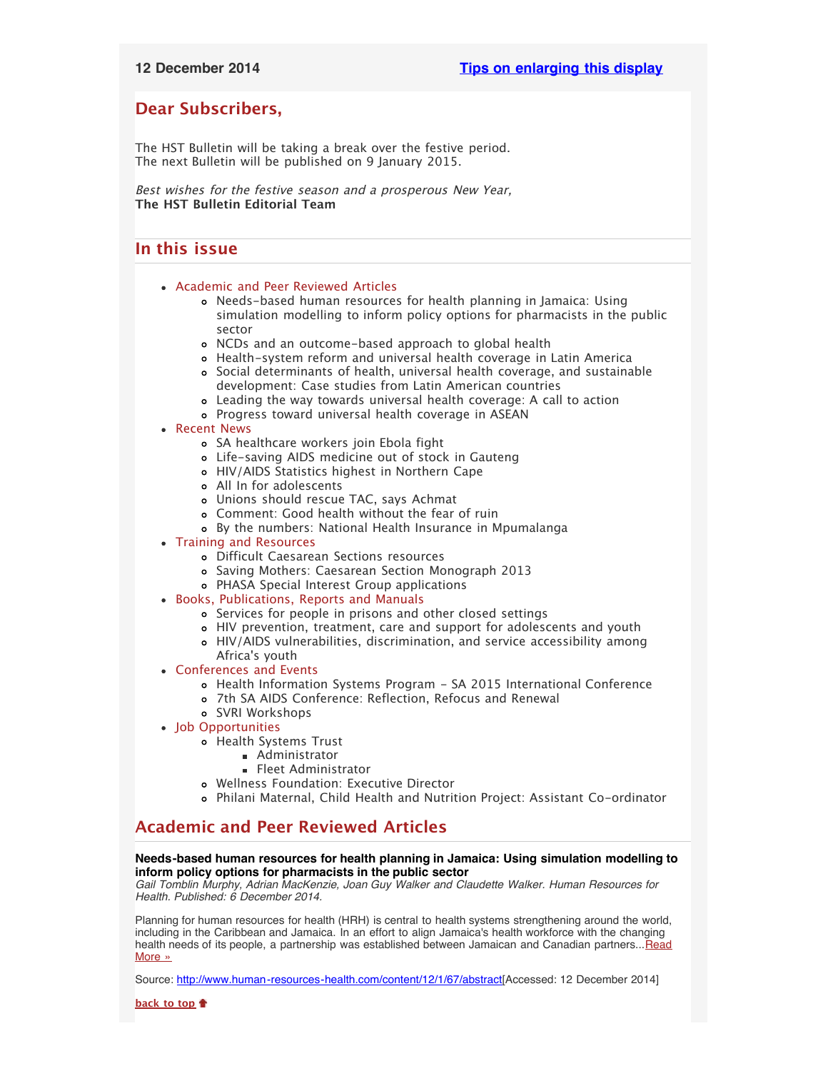12 December 2014 **Tips on enlarging this display**

## Dear Subscribers,

The HST Bulletin will be taking a break over the festive period.
The next Bulletin will be published on 9 January 2015.

*Best wishes for the festive season and a prosperous New Year,*
**The HST Bulletin Editorial Team**

## In this issue

- Academic and Peer Reviewed Articles
  - Needs-based human resources for health planning in Jamaica: Using simulation modelling to inform policy options for pharmacists in the public sector
  - NCDs and an outcome-based approach to global health
  - Health-system reform and universal health coverage in Latin America
  - Social determinants of health, universal health coverage, and sustainable development: Case studies from Latin American countries
  - Leading the way towards universal health coverage: A call to action
  - Progress toward universal health coverage in ASEAN
- Recent News
  - SA healthcare workers join Ebola fight
  - Life-saving AIDS medicine out of stock in Gauteng
  - HIV/AIDS Statistics highest in Northern Cape
  - All In for adolescents
  - Unions should rescue TAC, says Achmat
  - Comment: Good health without the fear of ruin
  - By the numbers: National Health Insurance in Mpumalanga
- Training and Resources
  - Difficult Caesarean Sections resources
  - Saving Mothers: Caesarean Section Monograph 2013
  - PHASA Special Interest Group applications
- Books, Publications, Reports and Manuals
  - Services for people in prisons and other closed settings
  - HIV prevention, treatment, care and support for adolescents and youth
  - HIV/AIDS vulnerabilities, discrimination, and service accessibility among Africa's youth
- Conferences and Events
  - Health Information Systems Program - SA 2015 International Conference
  - 7th SA AIDS Conference: Reflection, Refocus and Renewal
  - SVRI Workshops
- Job Opportunities
  - Health Systems Trust
    - Administrator
    - Fleet Administrator
  - Wellness Foundation: Executive Director
  - Philani Maternal, Child Health and Nutrition Project: Assistant Co-ordinator

## Academic and Peer Reviewed Articles

**Needs-based human resources for health planning in Jamaica: Using simulation modelling to inform policy options for pharmacists in the public sector**
*Gail Tomblin Murphy, Adrian MacKenzie, Joan Guy Walker and Claudette Walker. Human Resources for Health. Published: 6 December 2014.*

Planning for human resources for health (HRH) is central to health systems strengthening around the world, including in the Caribbean and Jamaica. In an effort to align Jamaica's health workforce with the changing health needs of its people, a partnership was established between Jamaican and Canadian partners...Read More »

Source: http://www.human-resources-health.com/content/12/1/67/abstract[Accessed: 12 December 2014]

**back to top**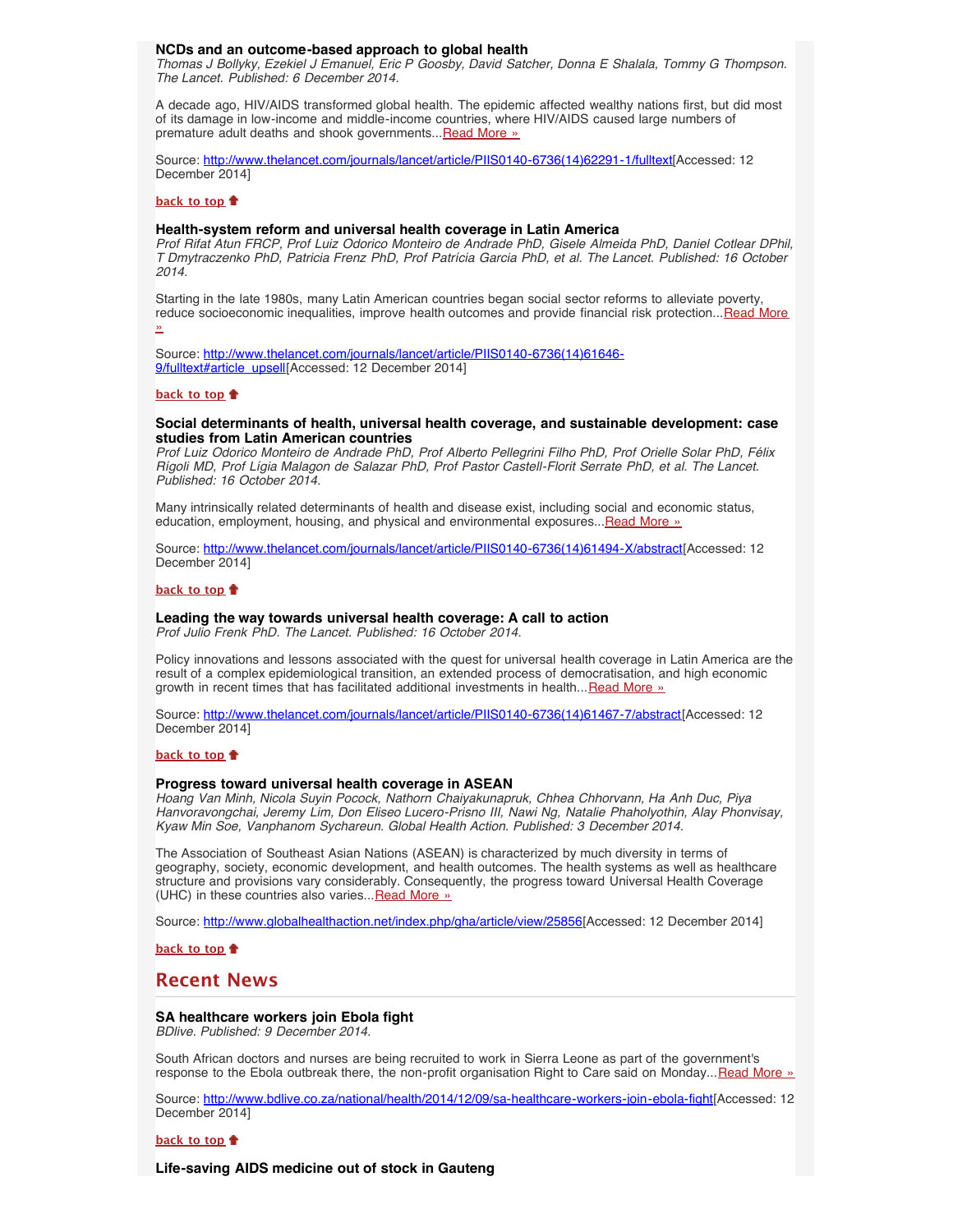### NCDs and an outcome-based approach to global health

*Thomas J Bollyky, Ezekiel J Emanuel, Eric P Goosby, David Satcher, Donna E Shalala, Tommy G Thompson. The Lancet. Published: 6 December 2014.*

A decade ago, HIV/AIDS transformed global health. The epidemic affected wealthy nations first, but did most of its damage in low-income and middle-income countries, where HIV/AIDS caused large numbers of premature adult deaths and shook governments...Read More »

Source: http://www.thelancet.com/journals/lancet/article/PIIS0140-6736(14)62291-1/fulltext[Accessed: 12 December 2014]

**back to top**

### Health-system reform and universal health coverage in Latin America

*Prof Rifat Atun FRCP, Prof Luiz Odorico Monteiro de Andrade PhD, Gisele Almeida PhD, Daniel Cotlear DPhil, T Dmytraczenko PhD, Patricia Frenz PhD, Prof Patrícia Garcia PhD, et al. The Lancet. Published: 16 October 2014.*

Starting in the late 1980s, many Latin American countries began social sector reforms to alleviate poverty, reduce socioeconomic inequalities, improve health outcomes and provide financial risk protection...Read More »

Source: http://www.thelancet.com/journals/lancet/article/PIIS0140-6736(14)61646-9/fulltext#article_upsell[Accessed: 12 December 2014]

**back to top**

### Social determinants of health, universal health coverage, and sustainable development: case studies from Latin American countries

*Prof Luiz Odorico Monteiro de Andrade PhD, Prof Alberto Pellegrini Filho PhD, Prof Orielle Solar PhD, Félix Rígoli MD, Prof Lígia Malagon de Salazar PhD, Prof Pastor Castell-Florit Serrate PhD, et al. The Lancet. Published: 16 October 2014.*

Many intrinsically related determinants of health and disease exist, including social and economic status, education, employment, housing, and physical and environmental exposures...Read More »

Source: http://www.thelancet.com/journals/lancet/article/PIIS0140-6736(14)61494-X/abstract[Accessed: 12 December 2014]

**back to top**

### Leading the way towards universal health coverage: A call to action

*Prof Julio Frenk PhD. The Lancet. Published: 16 October 2014.*

Policy innovations and lessons associated with the quest for universal health coverage in Latin America are the result of a complex epidemiological transition, an extended process of democratisation, and high economic growth in recent times that has facilitated additional investments in health...Read More »

Source: http://www.thelancet.com/journals/lancet/article/PIIS0140-6736(14)61467-7/abstract[Accessed: 12 December 2014]

**back to top**

### Progress toward universal health coverage in ASEAN

*Hoang Van Minh, Nicola Suyin Pocock, Nathorn Chaiyakunapruk, Chhea Chhorvann, Ha Anh Duc, Piya Hanvoravongchai, Jeremy Lim, Don Eliseo Lucero-Prisno III, Nawi Ng, Natalie Phaholyothin, Alay Phonvisay, Kyaw Min Soe, Vanphanom Sychareun. Global Health Action. Published: 3 December 2014.*

The Association of Southeast Asian Nations (ASEAN) is characterized by much diversity in terms of geography, society, economic development, and health outcomes. The health systems as well as healthcare structure and provisions vary considerably. Consequently, the progress toward Universal Health Coverage (UHC) in these countries also varies...Read More »

Source: http://www.globalhealthaction.net/index.php/gha/article/view/25856[Accessed: 12 December 2014]

**back to top**

## Recent News

### SA healthcare workers join Ebola fight

*BDlive. Published: 9 December 2014.*

South African doctors and nurses are being recruited to work in Sierra Leone as part of the government's response to the Ebola outbreak there, the non-profit organisation Right to Care said on Monday...Read More »

Source: http://www.bdlive.co.za/national/health/2014/12/09/sa-healthcare-workers-join-ebola-fight[Accessed: 12 December 2014]

**back to top**

### Life-saving AIDS medicine out of stock in Gauteng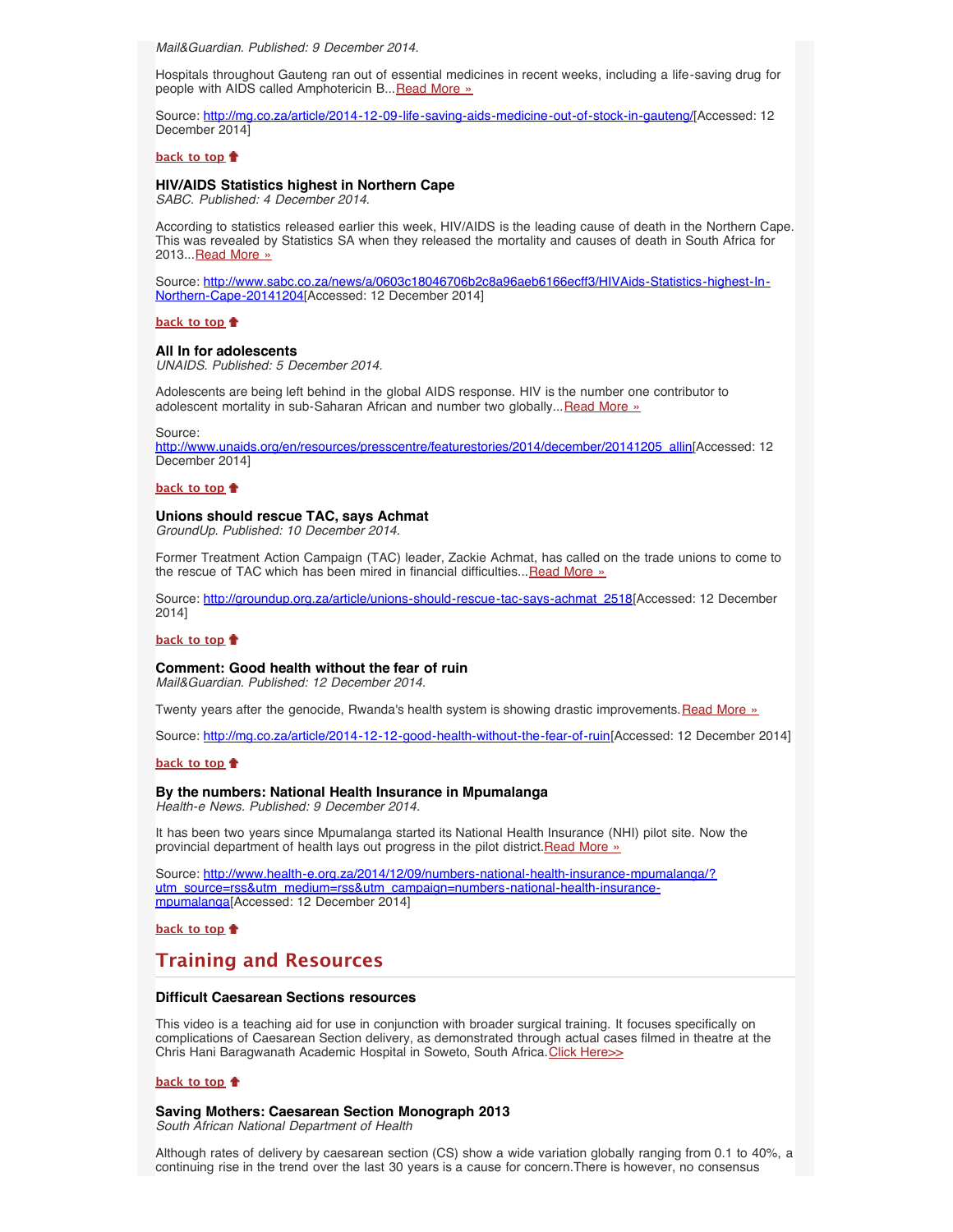*Mail&Guardian. Published: 9 December 2014.*

Hospitals throughout Gauteng ran out of essential medicines in recent weeks, including a life-saving drug for people with AIDS called Amphotericin B...Read More »

Source: http://mg.co.za/article/2014-12-09-life-saving-aids-medicine-out-of-stock-in-gauteng/[Accessed: 12 December 2014]

**back to top**

**HIV/AIDS Statistics highest in Northern Cape**
*SABC. Published: 4 December 2014.*

According to statistics released earlier this week, HIV/AIDS is the leading cause of death in the Northern Cape. This was revealed by Statistics SA when they released the mortality and causes of death in South Africa for 2013...Read More »

Source: http://www.sabc.co.za/news/a/0603c18046706b2c8a96aeb6166ecff3/HIVAids-Statistics-highest-In-Northern-Cape-20141204[Accessed: 12 December 2014]

**back to top**

**All In for adolescents**
*UNAIDS. Published: 5 December 2014.*

Adolescents are being left behind in the global AIDS response. HIV is the number one contributor to adolescent mortality in sub-Saharan African and number two globally...Read More »

Source: http://www.unaids.org/en/resources/presscentre/featurestories/2014/december/20141205_allin[Accessed: 12 December 2014]

**back to top**

**Unions should rescue TAC, says Achmat**
*GroundUp. Published: 10 December 2014.*

Former Treatment Action Campaign (TAC) leader, Zackie Achmat, has called on the trade unions to come to the rescue of TAC which has been mired in financial difficulties...Read More »

Source: http://groundup.org.za/article/unions-should-rescue-tac-says-achmat_2518[Accessed: 12 December 2014]

**back to top**

**Comment: Good health without the fear of ruin**
*Mail&Guardian. Published: 12 December 2014.*

Twenty years after the genocide, Rwanda's health system is showing drastic improvements. Read More »

Source: http://mg.co.za/article/2014-12-12-good-health-without-the-fear-of-ruin[Accessed: 12 December 2014]

**back to top**

**By the numbers: National Health Insurance in Mpumalanga**
*Health-e News. Published: 9 December 2014.*

It has been two years since Mpumalanga started its National Health Insurance (NHI) pilot site. Now the provincial department of health lays out progress in the pilot district. Read More »

Source: http://www.health-e.org.za/2014/12/09/numbers-national-health-insurance-mpumalanga/?utm_source=rss&utm_medium=rss&utm_campaign=numbers-national-health-insurance-mpumalanga[Accessed: 12 December 2014]

**back to top**

## Training and Resources

**Difficult Caesarean Sections resources**

This video is a teaching aid for use in conjunction with broader surgical training. It focuses specifically on complications of Caesarean Section delivery, as demonstrated through actual cases filmed in theatre at the Chris Hani Baragwanath Academic Hospital in Soweto, South Africa. Click Here>>

**back to top**

**Saving Mothers: Caesarean Section Monograph 2013**
*South African National Department of Health*

Although rates of delivery by caesarean section (CS) show a wide variation globally ranging from 0.1 to 40%, a continuing rise in the trend over the last 30 years is a cause for concern.There is however, no consensus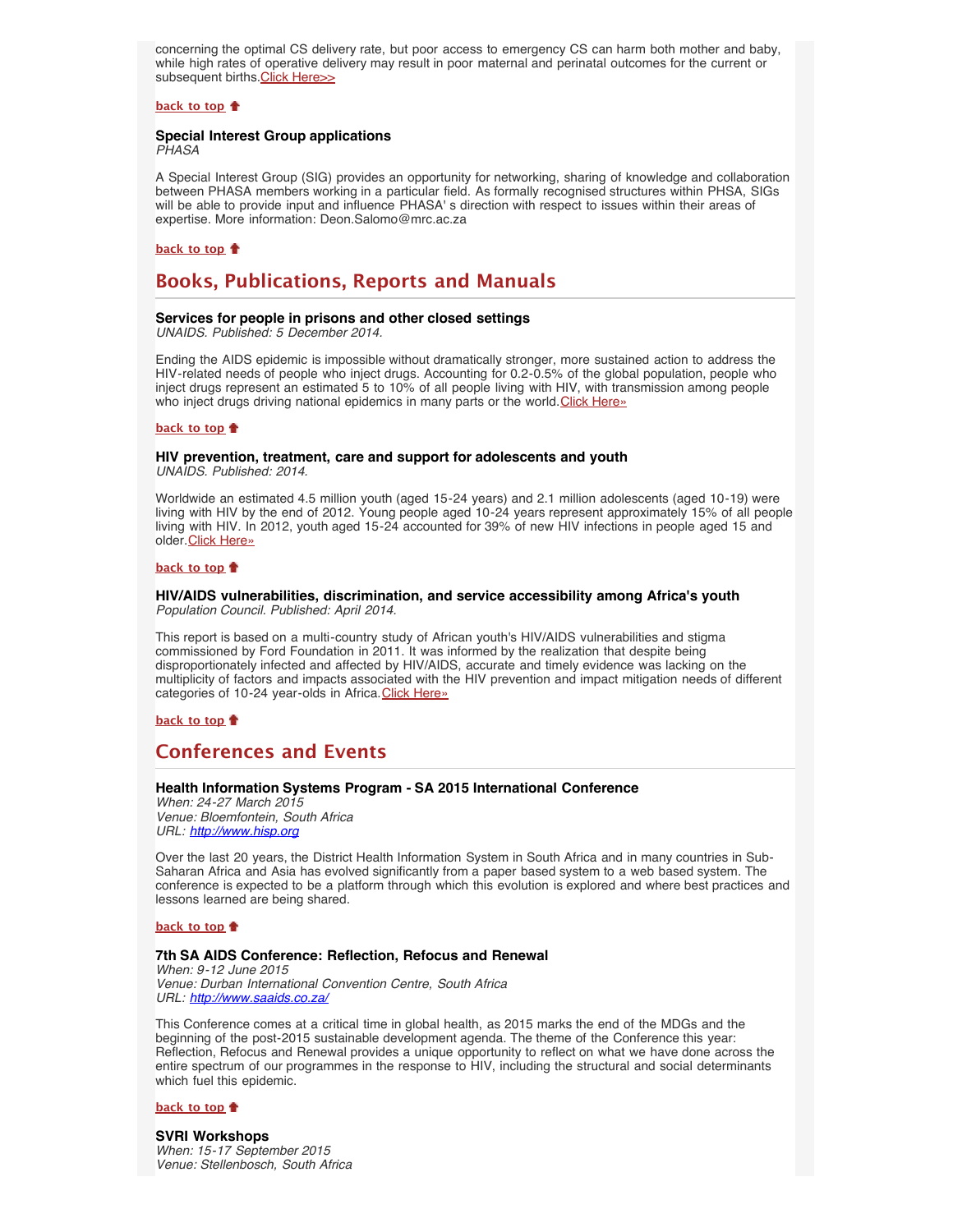concerning the optimal CS delivery rate, but poor access to emergency CS can harm both mother and baby, while high rates of operative delivery may result in poor maternal and perinatal outcomes for the current or subsequent births.Click Here>>

**back to top**

**Special Interest Group applications**
*PHASA*

A Special Interest Group (SIG) provides an opportunity for networking, sharing of knowledge and collaboration between PHASA members working in a particular field. As formally recognised structures within PHSA, SIGs will be able to provide input and influence PHASA' s direction with respect to issues within their areas of expertise. More information: Deon.Salomo@mrc.ac.za

**back to top**

## Books, Publications, Reports and Manuals

**Services for people in prisons and other closed settings**
*UNAIDS. Published: 5 December 2014.*

Ending the AIDS epidemic is impossible without dramatically stronger, more sustained action to address the HIV-related needs of people who inject drugs. Accounting for 0.2-0.5% of the global population, people who inject drugs represent an estimated 5 to 10% of all people living with HIV, with transmission among people who inject drugs driving national epidemics in many parts or the world.Click Here»

**back to top**

**HIV prevention, treatment, care and support for adolescents and youth**
*UNAIDS. Published: 2014.*

Worldwide an estimated 4.5 million youth (aged 15-24 years) and 2.1 million adolescents (aged 10-19) were living with HIV by the end of 2012. Young people aged 10-24 years represent approximately 15% of all people living with HIV. In 2012, youth aged 15-24 accounted for 39% of new HIV infections in people aged 15 and older.Click Here»

**back to top**

**HIV/AIDS vulnerabilities, discrimination, and service accessibility among Africa's youth**
*Population Council. Published: April 2014.*

This report is based on a multi-country study of African youth's HIV/AIDS vulnerabilities and stigma commissioned by Ford Foundation in 2011. It was informed by the realization that despite being disproportionately infected and affected by HIV/AIDS, accurate and timely evidence was lacking on the multiplicity of factors and impacts associated with the HIV prevention and impact mitigation needs of different categories of 10-24 year-olds in Africa.Click Here»

**back to top**

## Conferences and Events

**Health Information Systems Program - SA 2015 International Conference**
*When: 24-27 March 2015*
*Venue: Bloemfontein, South Africa*
*URL: http://www.hisp.org*

Over the last 20 years, the District Health Information System in South Africa and in many countries in Sub-Saharan Africa and Asia has evolved significantly from a paper based system to a web based system. The conference is expected to be a platform through which this evolution is explored and where best practices and lessons learned are being shared.

**back to top**

**7th SA AIDS Conference: Reflection, Refocus and Renewal**
*When: 9-12 June 2015*
*Venue: Durban International Convention Centre, South Africa*
*URL: http://www.saaids.co.za/*

This Conference comes at a critical time in global health, as 2015 marks the end of the MDGs and the beginning of the post-2015 sustainable development agenda. The theme of the Conference this year: Reflection, Refocus and Renewal provides a unique opportunity to reflect on what we have done across the entire spectrum of our programmes in the response to HIV, including the structural and social determinants which fuel this epidemic.

**back to top**

**SVRI Workshops**
*When: 15-17 September 2015*
*Venue: Stellenbosch, South Africa*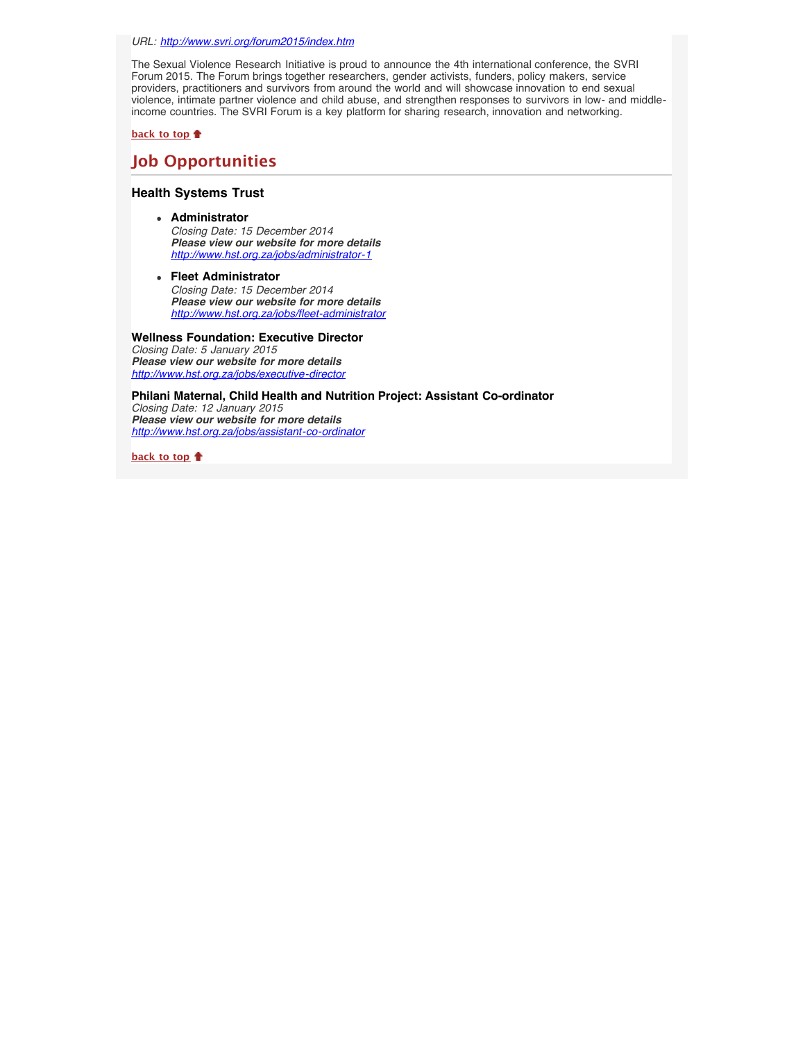*URL: http://www.svri.org/forum2015/index.htm*

The Sexual Violence Research Initiative is proud to announce the 4th international conference, the SVRI Forum 2015. The Forum brings together researchers, gender activists, funders, policy makers, service providers, practitioners and survivors from around the world and will showcase innovation to end sexual violence, intimate partner violence and child abuse, and strengthen responses to survivors in low- and middle-income countries. The SVRI Forum is a key platform for sharing research, innovation and networking.

**back to top**

## Job Opportunities

### Health Systems Trust

- **Administrator**
  *Closing Date: 15 December 2014*
  ***Please view our website for more details***
  *http://www.hst.org.za/jobs/administrator-1*

- **Fleet Administrator**
  *Closing Date: 15 December 2014*
  ***Please view our website for more details***
  *http://www.hst.org.za/jobs/fleet-administrator*

**Wellness Foundation: Executive Director**
*Closing Date: 5 January 2015*
***Please view our website for more details***
*http://www.hst.org.za/jobs/executive-director*

**Philani Maternal, Child Health and Nutrition Project: Assistant Co-ordinator**
*Closing Date: 12 January 2015*
***Please view our website for more details***
*http://www.hst.org.za/jobs/assistant-co-ordinator*

**back to top**